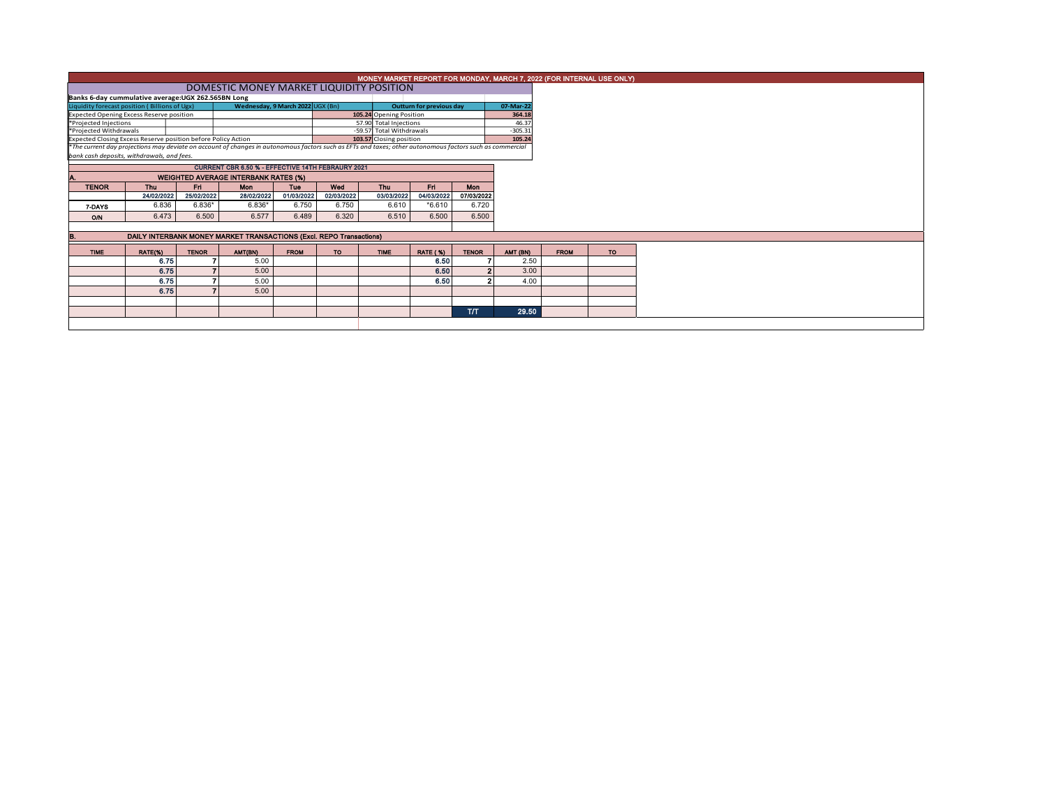# MONEY MARKET REPORT FOR MONDAY, MARCH 7, 2022 (FOR INTERNAL USE ONLY)

## DOMESTIC MONEY MARKET LIQUIDITY POSITION

**Banks 6-day cummulative average:UGX 262.565BN Long**

| Liquidity forecast position ( Billions of Ugx) | Wednesday, 9 March 2022 UGX (Bn) | | Outturn for previous day | 07-Mar-22 |
|---|---|---|---|---|
| Expected Opening Excess Reserve position | | 105.24 | Opening Position | 364.18 |
| *Projected Injections | | 57.90 | Total Injections | 46.37 |
| *Projected Withdrawals | | -59.57 | Total Withdrawals | -305.31 |
| Expected Closing Excess Reserve position before Policy Action | | 103.57 | Closing position | 105.24 |

*The current day projections may deviate on account of changes in autonomous factors such as EFTs and taxes; other autonomous factors such as commercial bank cash deposits, withdrawals, and fees.

### CURRENT CBR 6.50 % - EFFECTIVE 14TH FEBRAURY 2021

### A. WEIGHTED AVERAGE INTERBANK RATES (%)

| TENOR | Thu | Fri | Mon | Tue | Wed | Thu | Fri | Mon |
|---|---|---|---|---|---|---|---|---|
| | 24/02/2022 | 25/02/2022 | 28/02/2022 | 01/03/2022 | 02/03/2022 | 03/03/2022 | 04/03/2022 | 07/03/2022 |
| 7-DAYS | 6.836 | 6.836* | 6.836* | 6.750 | 6.750 | 6.610 | *6.610 | 6.720 |
| O/N | 6.473 | 6.500 | 6.577 | 6.489 | 6.320 | 6.510 | 6.500 | 6.500 |

### B. DAILY INTERBANK MONEY MARKET TRANSACTIONS (Excl. REPO Transactions)

| TIME | RATE(%) | TENOR | AMT(BN) | FROM | TO | TIME | RATE ( %) | TENOR | AMT (BN) | FROM | TO |
|---|---|---|---|---|---|---|---|---|---|---|---|
| | 6.75 | 7 | 5.00 | | | | 6.50 | 7 | 2.50 | | |
| | 6.75 | 7 | 5.00 | | | | 6.50 | 2 | 3.00 | | |
| | 6.75 | 7 | 5.00 | | | | 6.50 | 2 | 4.00 | | |
| | 6.75 | 7 | 5.00 | | | | | | | | |
| | | | | | | | | | | | |
| | | | | | | | | T/T | 29.50 | | |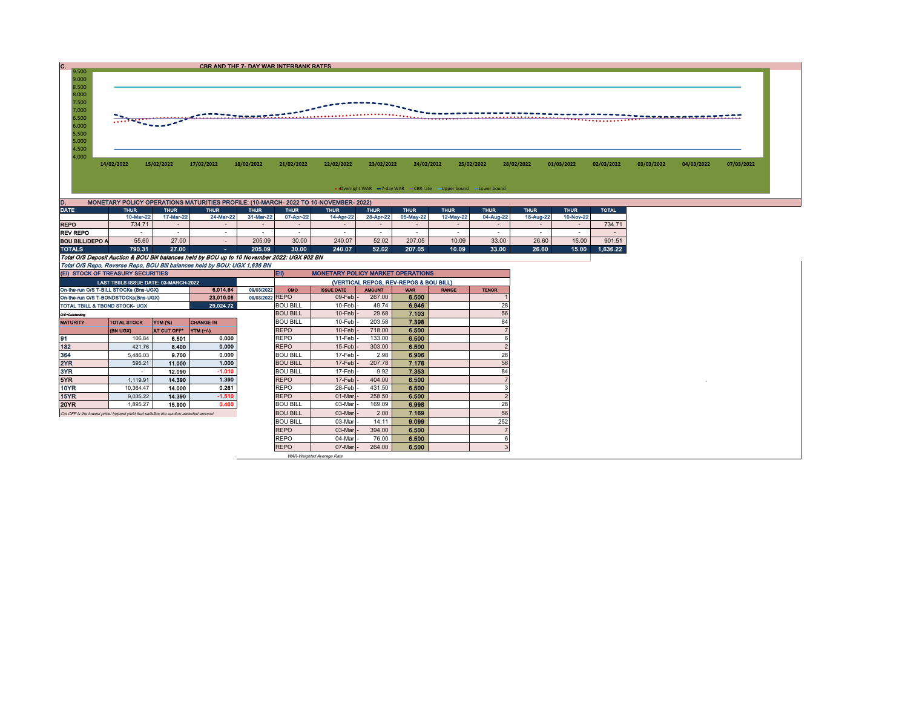## C. CBR AND THE 7- DAY WAR INTERBANK RATES

9.500
9.000
8.500
8.000
7.500
7.000
6.500
6.000
5.500
5.000
4.500
4.000

14/02/2022 15/02/2022 17/02/2022 18/02/2022 21/02/2022 22/02/2022 23/02/2022 24/02/2022 25/02/2022 28/02/2022 01/03/2022 02/03/2022 03/03/2022 04/03/2022 07/03/2022

Overnight WAR — 7-day WAR — CBR rate — Upper bound — Lower bound

## D. MONETARY POLICY OPERATIONS MATURITIES PROFILE: (10-MARCH- 2022 TO 10-NOVEMBER- 2022)

| DATE | THUR | THUR | THUR | THUR | THUR | THUR | THUR | THUR | THUR | THUR | THUR | THUR | TOTAL |
|---|---|---|---|---|---|---|---|---|---|---|---|---|---|
| | 10-Mar-22 | 17-Mar-22 | 24-Mar-22 | 31-Mar-22 | 07-Apr-22 | 14-Apr-22 | 28-Apr-22 | 05-May-22 | 12-May-22 | 04-Aug-22 | 18-Aug-22 | 10-Nov-22 | |
| REPO | 734.71 | - | - | - | - | - | - | - | - | - | - | - | 734.71 |
| REV REPO | - | - | - | - | - | - | - | - | - | - | - | - | - |
| BOU BILL/DEPO A | 55.60 | 27.00 | - | 205.09 | 30.00 | 240.07 | 52.02 | 207.05 | 10.09 | 33.00 | 26.60 | 15.00 | 901.51 |
| TOTALS | 790.31 | 27.00 | - | 205.09 | 30.00 | 240.07 | 52.02 | 207.05 | 10.09 | 33.00 | 26.60 | 15.00 | 1,636.22 |

*Total O/S Deposit Auction & BOU Bill balances held by BOU up to 10 November 2022: UGX 902 BN*

*Total O/S Repo, Reverse Repo, BOU Bill balances held by BOU: UGX 1,636 BN*

## (EI) STOCK OF TREASURY SECURITIES

| LAST TBIILS ISSUE DATE: 03-MARCH-2022 | | | |
|---|---|---|---|
| On-the-run O/S T-BILL STOCKs (Bns-UGX) | | 6,014.64 | 09/03/2022 |
| On-the-run O/S T-BONDSTOCKs(Bns-UGX) | | 23,010.08 | 09/03/2022 |
| TOTAL TBILL & TBOND STOCK- UGX | | 29,024.72 | |

O/S=Outstanding

| MATURITY | TOTAL STOCK (BN UGX) | YTM (%) AT CUT OFF* | CHANGE IN YTM (+/-) |
|---|---|---|---|
| 91 | 106.84 | 6.501 | 0.000 |
| 182 | 421.76 | 8.400 | 0.000 |
| 364 | 5,486.03 | 9.700 | 0.000 |
| 2YR | 595.21 | 11.000 | 1.000 |
| 3YR | - | 12.090 | -1.010 |
| 5YR | 1,119.91 | 14.390 | 1.390 |
| 10YR | 10,364.47 | 14.000 | 0.261 |
| 15YR | 9,035.22 | 14.390 | -1.510 |
| 20YR | 1,895.27 | 15.900 | 0.400 |

*Cut OFF is the lowest price/ highest yield that satisfies the auction awarded amount.*

## EII) MONETARY POLICY MARKET OPERATIONS

(VERTICAL REPOS, REV-REPOS & BOU BILL)

| OMO | ISSUE DATE | AMOUNT | WAR | RANGE | TENOR |
|---|---|---|---|---|---|
| REPO | 09-Feb | 267.00 | 6.500 | | 1 |
| BOU BILL | 10-Feb | 49.74 | 6.946 | | 28 |
| BOU BILL | 10-Feb | 29.68 | 7.103 | | 56 |
| BOU BILL | 10-Feb | 203.58 | 7.398 | | 84 |
| REPO | 10-Feb | 718.00 | 6.500 | | 7 |
| REPO | 11-Feb | 133.00 | 6.500 | | 6 |
| REPO | 15-Feb | 303.00 | 6.500 | | 2 |
| BOU BILL | 17-Feb | 2.98 | 6.906 | | 28 |
| BOU BILL | 17-Feb | 207.78 | 7.176 | | 56 |
| BOU BILL | 17-Feb | 9.92 | 7.353 | | 84 |
| REPO | 17-Feb | 404.00 | 6.500 | | 7 |
| REPO | 28-Feb | 431.50 | 6.500 | | 3 |
| REPO | 01-Mar | 258.50 | 6.500 | | 2 |
| BOU BILL | 03-Mar | 169.09 | 6.998 | | 28 |
| BOU BILL | 03-Mar | 2.00 | 7.169 | | 56 |
| BOU BILL | 03-Mar | 14.11 | 9.099 | | 252 |
| REPO | 03-Mar | 394.00 | 6.500 | | 7 |
| REPO | 04-Mar | 76.00 | 6.500 | | 6 |
| REPO | 07-Mar | 264.00 | 6.500 | | 3 |

*WAR-Weighted Average Rate*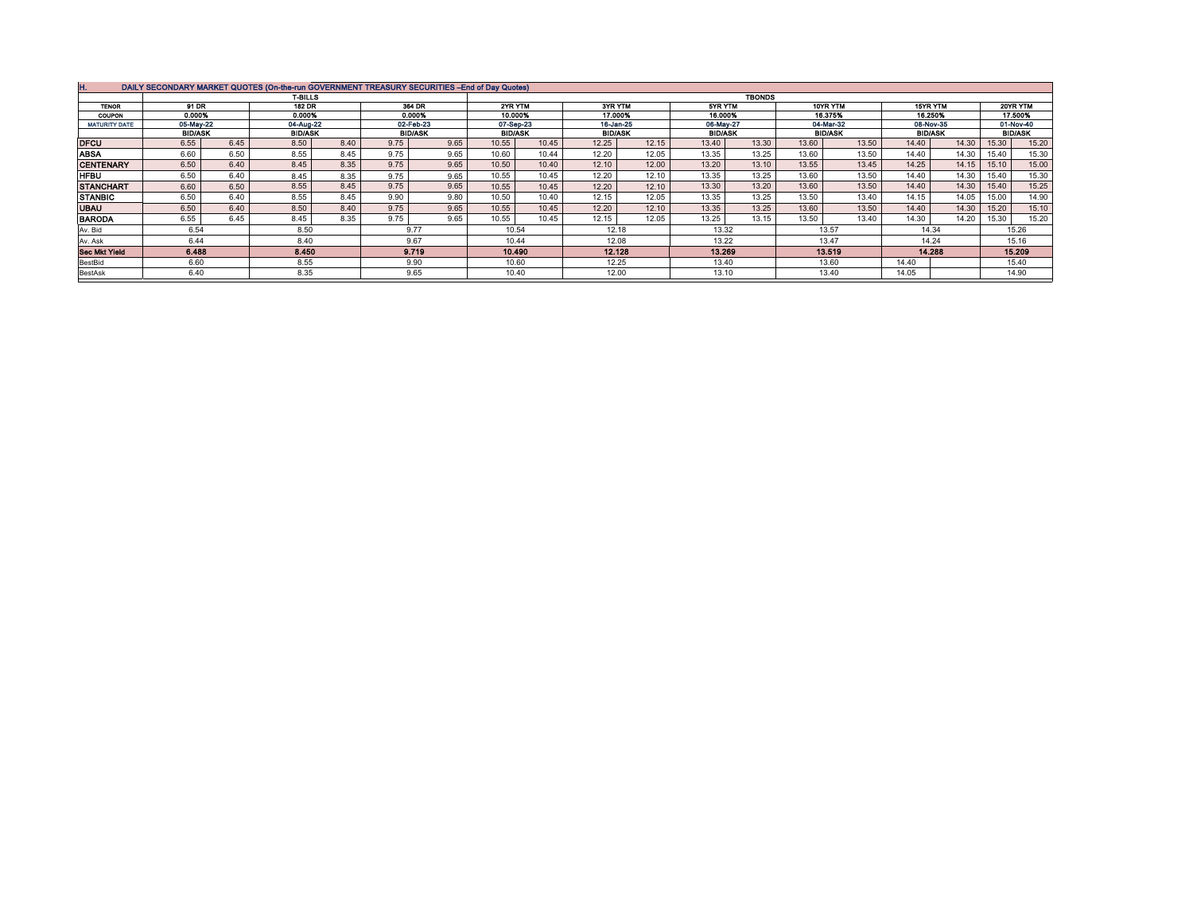## H. DAILY SECONDARY MARKET QUOTES (On-the-run GOVERNMENT TREASURY SECURITIES –End of Day Quotes)

| | T-BILLS | | | | | | TBONDS | | | | | | | | | | | |
|---|---|---|---|---|---|---|---|---|---|---|---|---|---|---|---|---|---|---|
| TENOR | 91 DR | | 182 DR | | 364 DR | | 2YR YTM | | 3YR YTM | | 5YR YTM | | 10YR YTM | | 15YR YTM | | 20YR YTM | |
| COUPON | 0.000% | | 0.000% | | 0.000% | | 10.000% | | 17.000% | | 16.000% | | 16.375% | | 16.250% | | 17.500% | |
| MATURITY DATE | 05-May-22 | | 04-Aug-22 | | 02-Feb-23 | | 07-Sep-23 | | 16-Jan-25 | | 06-May-27 | | 04-Mar-32 | | 08-Nov-35 | | 01-Nov-40 | |
| | BID/ASK | | BID/ASK | | BID/ASK | | BID/ASK | | BID/ASK | | BID/ASK | | BID/ASK | | BID/ASK | | BID/ASK | |
| **DFCU** | 6.55 | 6.45 | 8.50 | 8.40 | 9.75 | 9.65 | 10.55 | 10.45 | 12.25 | 12.15 | 13.40 | 13.30 | 13.60 | 13.50 | 14.40 | 14.30 | 15.30 | 15.20 |
| **ABSA** | 6.60 | 6.50 | 8.55 | 8.45 | 9.75 | 9.65 | 10.60 | 10.44 | 12.20 | 12.05 | 13.35 | 13.25 | 13.60 | 13.50 | 14.40 | 14.30 | 15.40 | 15.30 |
| **CENTENARY** | 6.50 | 6.40 | 8.45 | 8.35 | 9.75 | 9.65 | 10.50 | 10.40 | 12.10 | 12.00 | 13.20 | 13.10 | 13.55 | 13.45 | 14.25 | 14.15 | 15.10 | 15.00 |
| **HFBU** | 6.50 | 6.40 | 8.45 | 8.35 | 9.75 | 9.65 | 10.55 | 10.45 | 12.20 | 12.10 | 13.35 | 13.25 | 13.60 | 13.50 | 14.40 | 14.30 | 15.40 | 15.30 |
| **STANCHART** | 6.60 | 6.50 | 8.55 | 8.45 | 9.75 | 9.65 | 10.55 | 10.45 | 12.20 | 12.10 | 13.30 | 13.20 | 13.60 | 13.50 | 14.40 | 14.30 | 15.40 | 15.25 |
| **STANBIC** | 6.50 | 6.40 | 8.55 | 8.45 | 9.90 | 9.80 | 10.50 | 10.40 | 12.15 | 12.05 | 13.35 | 13.25 | 13.50 | 13.40 | 14.15 | 14.05 | 15.00 | 14.90 |
| **UBAU** | 6.50 | 6.40 | 8.50 | 8.40 | 9.75 | 9.65 | 10.55 | 10.45 | 12.20 | 12.10 | 13.35 | 13.25 | 13.60 | 13.50 | 14.40 | 14.30 | 15.20 | 15.10 |
| **BARODA** | 6.55 | 6.45 | 8.45 | 8.35 | 9.75 | 9.65 | 10.55 | 10.45 | 12.15 | 12.05 | 13.25 | 13.15 | 13.50 | 13.40 | 14.30 | 14.20 | 15.30 | 15.20 |
| Av. Bid | 6.54 | | 8.50 | | 9.77 | | 10.54 | | 12.18 | | 13.32 | | 13.57 | | 14.34 | | 15.26 | |
| Av. Ask | 6.44 | | 8.40 | | 9.67 | | 10.44 | | 12.08 | | 13.22 | | 13.47 | | 14.24 | | 15.16 | |
| **Sec Mkt Yield** | **6.488** | | **8.450** | | **9.719** | | **10.490** | | **12.128** | | **13.269** | | **13.519** | | **14.288** | | **15.209** | |
| BestBid | 6.60 | | 8.55 | | 9.90 | | 10.60 | | 12.25 | | 13.40 | | 13.60 | | 14.40 | | 15.40 | |
| BestAsk | 6.40 | | 8.35 | | 9.65 | | 10.40 | | 12.00 | | 13.10 | | 13.40 | | 14.05 | | 14.90 | |